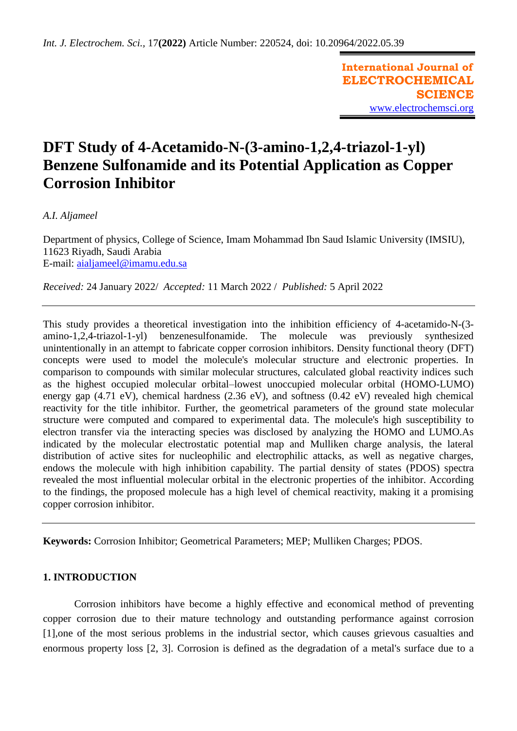# DFT Study of 4-Acetamido-N-(3-amino-1,2,4-triazol-1-yl) Benzene Sulfonamide and its Potential Application as Copper Corrosion Inhibitor

*A.I. Aljameel*

Department of physics, College of Science, Imam Mohammad Ibn Saud Islamic University (IMSIU), 11623 Riyadh, Saudi Arabia
E-mail: aialjameel@imamu.edu.sa

*Received:* 24 January 2022/ *Accepted:* 11 March 2022 / *Published:* 5 April 2022

---

This study provides a theoretical investigation into the inhibition efficiency of 4-acetamido-N-(3-amino-1,2,4-triazol-1-yl) benzenesulfonamide. The molecule was previously synthesized unintentionally in an attempt to fabricate copper corrosion inhibitors. Density functional theory (DFT) concepts were used to model the molecule's molecular structure and electronic properties. In comparison to compounds with similar molecular structures, calculated global reactivity indices such as the highest occupied molecular orbital–lowest unoccupied molecular orbital (HOMO-LUMO) energy gap (4.71 eV), chemical hardness (2.36 eV), and softness (0.42 eV) revealed high chemical reactivity for the title inhibitor. Further, the geometrical parameters of the ground state molecular structure were computed and compared to experimental data. The molecule's high susceptibility to electron transfer via the interacting species was disclosed by analyzing the HOMO and LUMO.As indicated by the molecular electrostatic potential map and Mulliken charge analysis, the lateral distribution of active sites for nucleophilic and electrophilic attacks, as well as negative charges, endows the molecule with high inhibition capability. The partial density of states (PDOS) spectra revealed the most influential molecular orbital in the electronic properties of the inhibitor. According to the findings, the proposed molecule has a high level of chemical reactivity, making it a promising copper corrosion inhibitor.

---

**Keywords:** Corrosion Inhibitor; Geometrical Parameters; MEP; Mulliken Charges; PDOS.

## 1. INTRODUCTION

Corrosion inhibitors have become a highly effective and economical method of preventing copper corrosion due to their mature technology and outstanding performance against corrosion [1],one of the most serious problems in the industrial sector, which causes grievous casualties and enormous property loss [2, 3]. Corrosion is defined as the degradation of a metal's surface due to a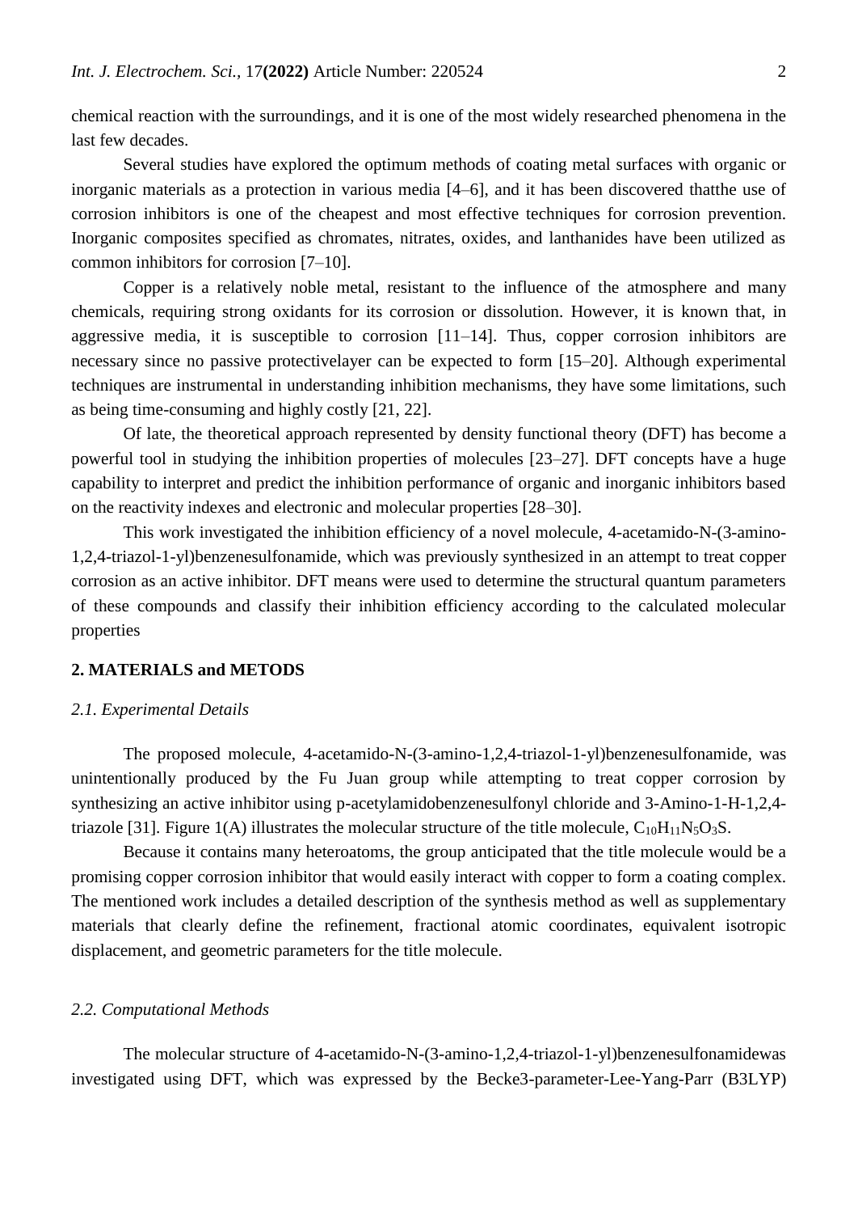chemical reaction with the surroundings, and it is one of the most widely researched phenomena in the last few decades.

Several studies have explored the optimum methods of coating metal surfaces with organic or inorganic materials as a protection in various media [4–6], and it has been discovered thatthe use of corrosion inhibitors is one of the cheapest and most effective techniques for corrosion prevention. Inorganic composites specified as chromates, nitrates, oxides, and lanthanides have been utilized as common inhibitors for corrosion [7–10].

Copper is a relatively noble metal, resistant to the influence of the atmosphere and many chemicals, requiring strong oxidants for its corrosion or dissolution. However, it is known that, in aggressive media, it is susceptible to corrosion [11–14]. Thus, copper corrosion inhibitors are necessary since no passive protectivelayer can be expected to form [15–20]. Although experimental techniques are instrumental in understanding inhibition mechanisms, they have some limitations, such as being time-consuming and highly costly [21, 22].

Of late, the theoretical approach represented by density functional theory (DFT) has become a powerful tool in studying the inhibition properties of molecules [23–27]. DFT concepts have a huge capability to interpret and predict the inhibition performance of organic and inorganic inhibitors based on the reactivity indexes and electronic and molecular properties [28–30].

This work investigated the inhibition efficiency of a novel molecule, 4-acetamido-N-(3-amino-1,2,4-triazol-1-yl)benzenesulfonamide, which was previously synthesized in an attempt to treat copper corrosion as an active inhibitor. DFT means were used to determine the structural quantum parameters of these compounds and classify their inhibition efficiency according to the calculated molecular properties

## 2. MATERIALS and METODS

### *2.1. Experimental Details*

The proposed molecule, 4-acetamido-N-(3-amino-1,2,4-triazol-1-yl)benzenesulfonamide, was unintentionally produced by the Fu Juan group while attempting to treat copper corrosion by synthesizing an active inhibitor using p-acetylamidobenzenesulfonyl chloride and 3-Amino-1-H-1,2,4-triazole [31]. Figure 1(A) illustrates the molecular structure of the title molecule, $C_{10}H_{11}N_5O_3S$.

Because it contains many heteroatoms, the group anticipated that the title molecule would be a promising copper corrosion inhibitor that would easily interact with copper to form a coating complex. The mentioned work includes a detailed description of the synthesis method as well as supplementary materials that clearly define the refinement, fractional atomic coordinates, equivalent isotropic displacement, and geometric parameters for the title molecule.

### *2.2. Computational Methods*

The molecular structure of 4-acetamido-N-(3-amino-1,2,4-triazol-1-yl)benzenesulfonamidewas investigated using DFT, which was expressed by the Becke3-parameter-Lee-Yang-Parr (B3LYP)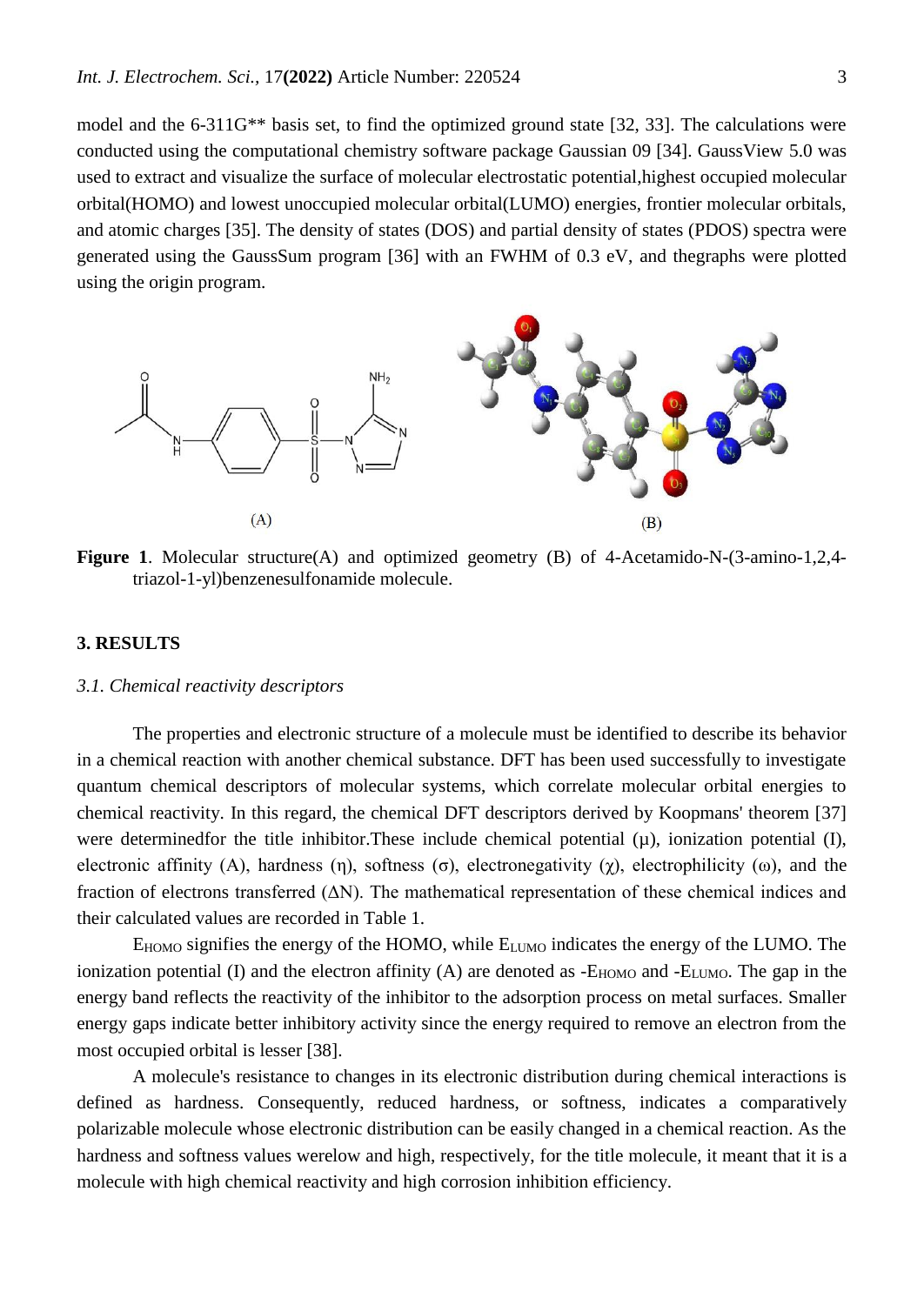model and the 6-311G** basis set, to find the optimized ground state [32, 33]. The calculations were conducted using the computational chemistry software package Gaussian 09 [34]. GaussView 5.0 was used to extract and visualize the surface of molecular electrostatic potential,highest occupied molecular orbital(HOMO) and lowest unoccupied molecular orbital(LUMO) energies, frontier molecular orbitals, and atomic charges [35]. The density of states (DOS) and partial density of states (PDOS) spectra were generated using the GaussSum program [36] with an FWHM of 0.3 eV, and thegraphs were plotted using the origin program.

**Figure 1**. Molecular structure(A) and optimized geometry (B) of 4-Acetamido-N-(3-amino-1,2,4-triazol-1-yl)benzenesulfonamide molecule.

## 3. RESULTS

### *3.1. Chemical reactivity descriptors*

The properties and electronic structure of a molecule must be identified to describe its behavior in a chemical reaction with another chemical substance. DFT has been used successfully to investigate quantum chemical descriptors of molecular systems, which correlate molecular orbital energies to chemical reactivity. In this regard, the chemical DFT descriptors derived by Koopmans' theorem [37] were determinedfor the title inhibitor.These include chemical potential ($\mu$), ionization potential (I), electronic affinity (A), hardness ($\eta$), softness ($\sigma$), electronegativity ($\chi$), electrophilicity ($\omega$), and the fraction of electrons transferred ($\Delta N$). The mathematical representation of these chemical indices and their calculated values are recorded in Table 1.

$E_{HOMO}$ signifies the energy of the HOMO, while $E_{LUMO}$ indicates the energy of the LUMO. The ionization potential (I) and the electron affinity (A) are denoted as $-E_{HOMO}$ and $-E_{LUMO}$. The gap in the energy band reflects the reactivity of the inhibitor to the adsorption process on metal surfaces. Smaller energy gaps indicate better inhibitory activity since the energy required to remove an electron from the most occupied orbital is lesser [38].

A molecule's resistance to changes in its electronic distribution during chemical interactions is defined as hardness. Consequently, reduced hardness, or softness, indicates a comparatively polarizable molecule whose electronic distribution can be easily changed in a chemical reaction. As the hardness and softness values werelow and high, respectively, for the title molecule, it meant that it is a molecule with high chemical reactivity and high corrosion inhibition efficiency.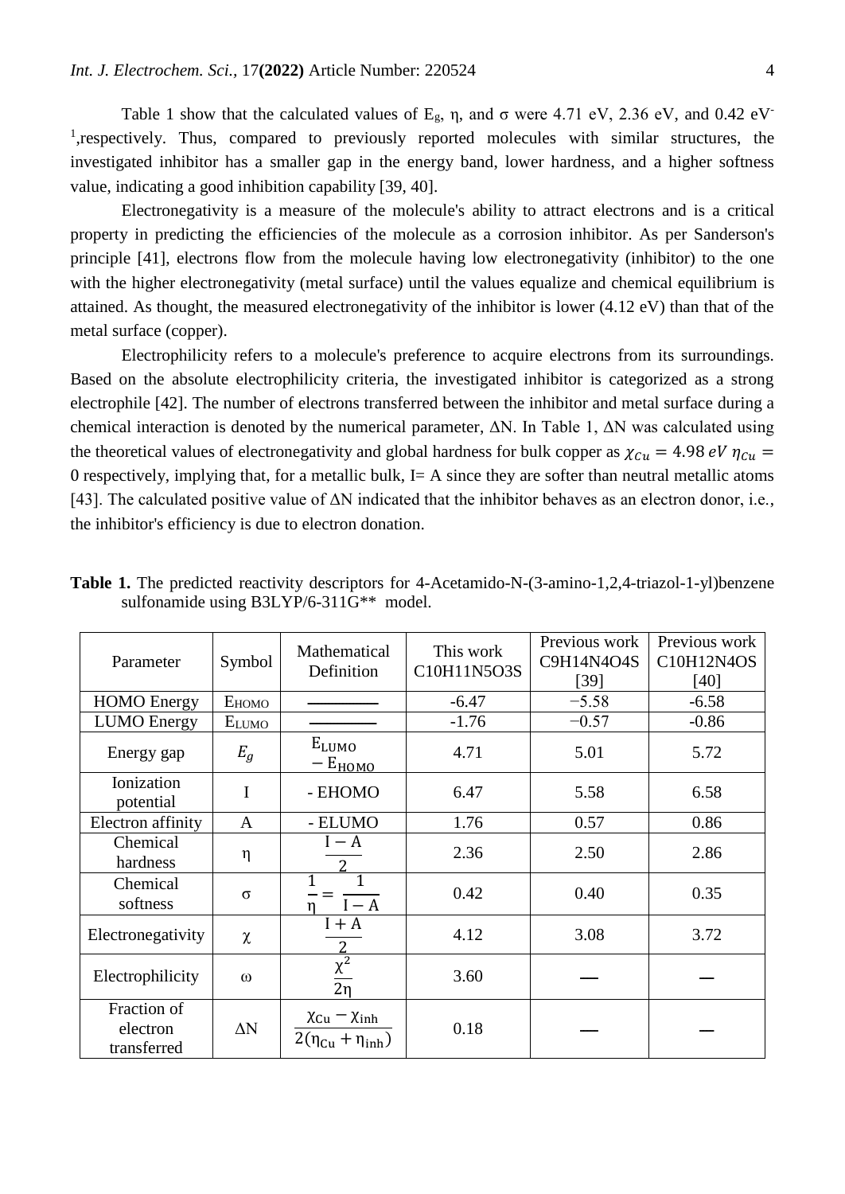Table 1 show that the calculated values of $E_g$, η, and σ were 4.71 eV, 2.36 eV, and 0.42 $eV^{-1}$,respectively. Thus, compared to previously reported molecules with similar structures, the investigated inhibitor has a smaller gap in the energy band, lower hardness, and a higher softness value, indicating a good inhibition capability [39, 40].

Electronegativity is a measure of the molecule's ability to attract electrons and is a critical property in predicting the efficiencies of the molecule as a corrosion inhibitor. As per Sanderson's principle [41], electrons flow from the molecule having low electronegativity (inhibitor) to the one with the higher electronegativity (metal surface) until the values equalize and chemical equilibrium is attained. As thought, the measured electronegativity of the inhibitor is lower (4.12 eV) than that of the metal surface (copper).

Electrophilicity refers to a molecule's preference to acquire electrons from its surroundings. Based on the absolute electrophilicity criteria, the investigated inhibitor is categorized as a strong electrophile [42]. The number of electrons transferred between the inhibitor and metal surface during a chemical interaction is denoted by the numerical parameter, ΔN. In Table 1, ΔN was calculated using the theoretical values of electronegativity and global hardness for bulk copper as $\chi_{Cu} = 4.98\ eV$ $\eta_{Cu} = 0$ respectively, implying that, for a metallic bulk, I= A since they are softer than neutral metallic atoms [43]. The calculated positive value of ΔN indicated that the inhibitor behaves as an electron donor, i.e., the inhibitor's efficiency is due to electron donation.

**Table 1.** The predicted reactivity descriptors for 4-Acetamido-N-(3-amino-1,2,4-triazol-1-yl)benzene sulfonamide using B3LYP/6-311G** model.

| Parameter | Symbol | Mathematical Definition | This work $C_{10}H_{11}N_5O_3S$ | Previous work $C_9H_{14}N_4O_4S$ [39] | Previous work $C_{10}H_{12}N_4OS$ [40] |
|---|---|---|---|---|---|
| HOMO Energy | $E_{HOMO}$ | ———— | -6.47 | −5.58 | -6.58 |
| LUMO Energy | $E_{LUMO}$ | ———— | -1.76 | −0.57 | -0.86 |
| Energy gap | $E_g$ | $E_{LUMO} - E_{HOMO}$ | 4.71 | 5.01 | 5.72 |
| Ionization potential | I | - EHOMO | 6.47 | 5.58 | 6.58 |
| Electron affinity | A | - ELUMO | 1.76 | 0.57 | 0.86 |
| Chemical hardness | η | $\frac{I - A}{2}$ | 2.36 | 2.50 | 2.86 |
| Chemical softness | σ | $\frac{1}{\eta} = \frac{1}{I - A}$ | 0.42 | 0.40 | 0.35 |
| Electronegativity | χ | $\frac{I + A}{2}$ | 4.12 | 3.08 | 3.72 |
| Electrophilicity | ω | $\frac{\chi^2}{2\eta}$ | 3.60 | — | — |
| Fraction of electron transferred | ΔN | $\frac{\chi_{Cu} - \chi_{inh}}{2(\eta_{Cu} + \eta_{inh})}$ | 0.18 | — | — |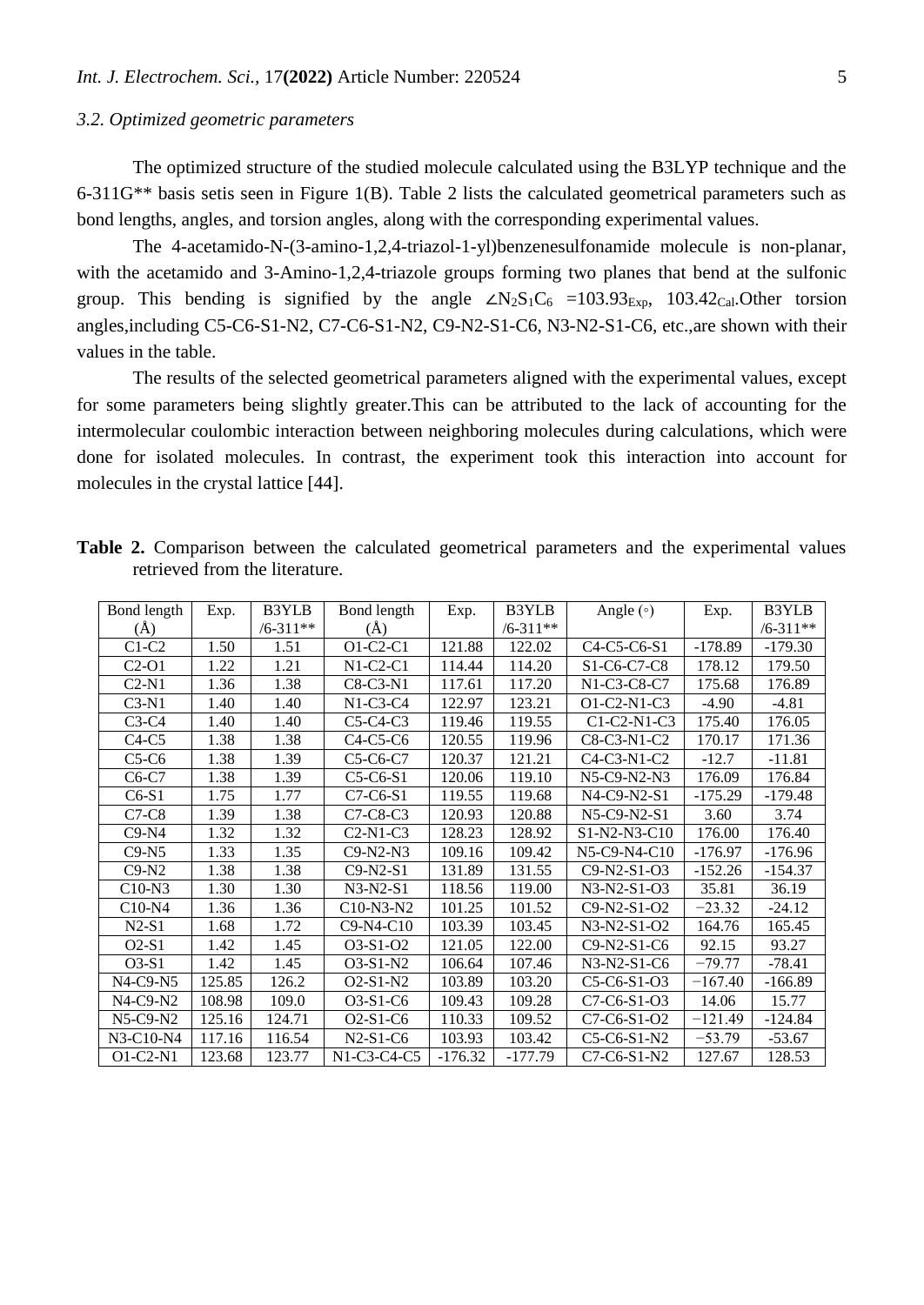### 3.2. Optimized geometric parameters

The optimized structure of the studied molecule calculated using the B3LYP technique and the 6-311G** basis setis seen in Figure 1(B). Table 2 lists the calculated geometrical parameters such as bond lengths, angles, and torsion angles, along with the corresponding experimental values.

The 4-acetamido-N-(3-amino-1,2,4-triazol-1-yl)benzenesulfonamide molecule is non-planar, with the acetamido and 3-Amino-1,2,4-triazole groups forming two planes that bend at the sulfonic group. This bending is signified by the angle $\angle N_2S_1C_6$ $=103.93_{Exp}$, $103.42_{Cal}$.Other torsion angles,including C5-C6-S1-N2, C7-C6-S1-N2, C9-N2-S1-C6, N3-N2-S1-C6, etc.,are shown with their values in the table.

The results of the selected geometrical parameters aligned with the experimental values, except for some parameters being slightly greater.This can be attributed to the lack of accounting for the intermolecular coulombic interaction between neighboring molecules during calculations, which were done for isolated molecules. In contrast, the experiment took this interaction into account for molecules in the crystal lattice [44].

**Table 2.** Comparison between the calculated geometrical parameters and the experimental values retrieved from the literature.

| Bond length (Å) | Exp. | B3YLB /6-311** | Bond length (Å) | Exp. | B3YLB /6-311** | Angle (◦) | Exp. | B3YLB /6-311** |
|---|---|---|---|---|---|---|---|---|
| C1-C2 | 1.50 | 1.51 | O1-C2-C1 | 121.88 | 122.02 | C4-C5-C6-S1 | -178.89 | -179.30 |
| C2-O1 | 1.22 | 1.21 | N1-C2-C1 | 114.44 | 114.20 | S1-C6-C7-C8 | 178.12 | 179.50 |
| C2-N1 | 1.36 | 1.38 | C8-C3-N1 | 117.61 | 117.20 | N1-C3-C8-C7 | 175.68 | 176.89 |
| C3-N1 | 1.40 | 1.40 | N1-C3-C4 | 122.97 | 123.21 | O1-C2-N1-C3 | -4.90 | -4.81 |
| C3-C4 | 1.40 | 1.40 | C5-C4-C3 | 119.46 | 119.55 | C1-C2-N1-C3 | 175.40 | 176.05 |
| C4-C5 | 1.38 | 1.38 | C4-C5-C6 | 120.55 | 119.96 | C8-C3-N1-C2 | 170.17 | 171.36 |
| C5-C6 | 1.38 | 1.39 | C5-C6-C7 | 120.37 | 121.21 | C4-C3-N1-C2 | -12.7 | -11.81 |
| C6-C7 | 1.38 | 1.39 | C5-C6-S1 | 120.06 | 119.10 | N5-C9-N2-N3 | 176.09 | 176.84 |
| C6-S1 | 1.75 | 1.77 | C7-C6-S1 | 119.55 | 119.68 | N4-C9-N2-S1 | -175.29 | -179.48 |
| C7-C8 | 1.39 | 1.38 | C7-C8-C3 | 120.93 | 120.88 | N5-C9-N2-S1 | 3.60 | 3.74 |
| C9-N4 | 1.32 | 1.32 | C2-N1-C3 | 128.23 | 128.92 | S1-N2-N3-C10 | 176.00 | 176.40 |
| C9-N5 | 1.33 | 1.35 | C9-N2-N3 | 109.16 | 109.42 | N5-C9-N4-C10 | -176.97 | -176.96 |
| C9-N2 | 1.38 | 1.38 | C9-N2-S1 | 131.89 | 131.55 | C9-N2-S1-O3 | -152.26 | -154.37 |
| C10-N3 | 1.30 | 1.30 | N3-N2-S1 | 118.56 | 119.00 | N3-N2-S1-O3 | 35.81 | 36.19 |
| C10-N4 | 1.36 | 1.36 | C10-N3-N2 | 101.25 | 101.52 | C9-N2-S1-O2 | −23.32 | -24.12 |
| N2-S1 | 1.68 | 1.72 | C9-N4-C10 | 103.39 | 103.45 | N3-N2-S1-O2 | 164.76 | 165.45 |
| O2-S1 | 1.42 | 1.45 | O3-S1-O2 | 121.05 | 122.00 | C9-N2-S1-C6 | 92.15 | 93.27 |
| O3-S1 | 1.42 | 1.45 | O3-S1-N2 | 106.64 | 107.46 | N3-N2-S1-C6 | −79.77 | -78.41 |
| N4-C9-N5 | 125.85 | 126.2 | O2-S1-N2 | 103.89 | 103.20 | C5-C6-S1-O3 | −167.40 | -166.89 |
| N4-C9-N2 | 108.98 | 109.0 | O3-S1-C6 | 109.43 | 109.28 | C7-C6-S1-O3 | 14.06 | 15.77 |
| N5-C9-N2 | 125.16 | 124.71 | O2-S1-C6 | 110.33 | 109.52 | C7-C6-S1-O2 | −121.49 | -124.84 |
| N3-C10-N4 | 117.16 | 116.54 | N2-S1-C6 | 103.93 | 103.42 | C5-C6-S1-N2 | −53.79 | -53.67 |
| O1-C2-N1 | 123.68 | 123.77 | N1-C3-C4-C5 | -176.32 | -177.79 | C7-C6-S1-N2 | 127.67 | 128.53 |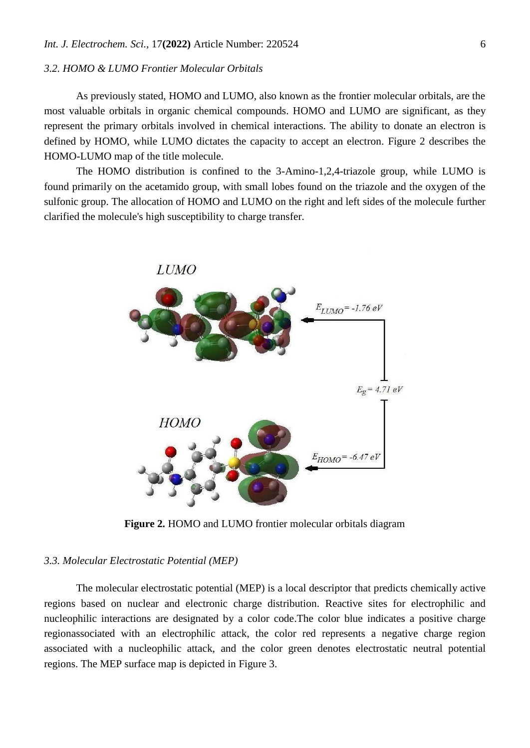### 3.2. HOMO & LUMO Frontier Molecular Orbitals

As previously stated, HOMO and LUMO, also known as the frontier molecular orbitals, are the most valuable orbitals in organic chemical compounds. HOMO and LUMO are significant, as they represent the primary orbitals involved in chemical interactions. The ability to donate an electron is defined by HOMO, while LUMO dictates the capacity to accept an electron. Figure 2 describes the HOMO-LUMO map of the title molecule.

The HOMO distribution is confined to the 3-Amino-1,2,4-triazole group, while LUMO is found primarily on the acetamido group, with small lobes found on the triazole and the oxygen of the sulfonic group. The allocation of HOMO and LUMO on the right and left sides of the molecule further clarified the molecule's high susceptibility to charge transfer.

**Figure 2.** HOMO and LUMO frontier molecular orbitals diagram

### 3.3. Molecular Electrostatic Potential (MEP)

The molecular electrostatic potential (MEP) is a local descriptor that predicts chemically active regions based on nuclear and electronic charge distribution. Reactive sites for electrophilic and nucleophilic interactions are designated by a color code.The color blue indicates a positive charge regionassociated with an electrophilic attack, the color red represents a negative charge region associated with a nucleophilic attack, and the color green denotes electrostatic neutral potential regions. The MEP surface map is depicted in Figure 3.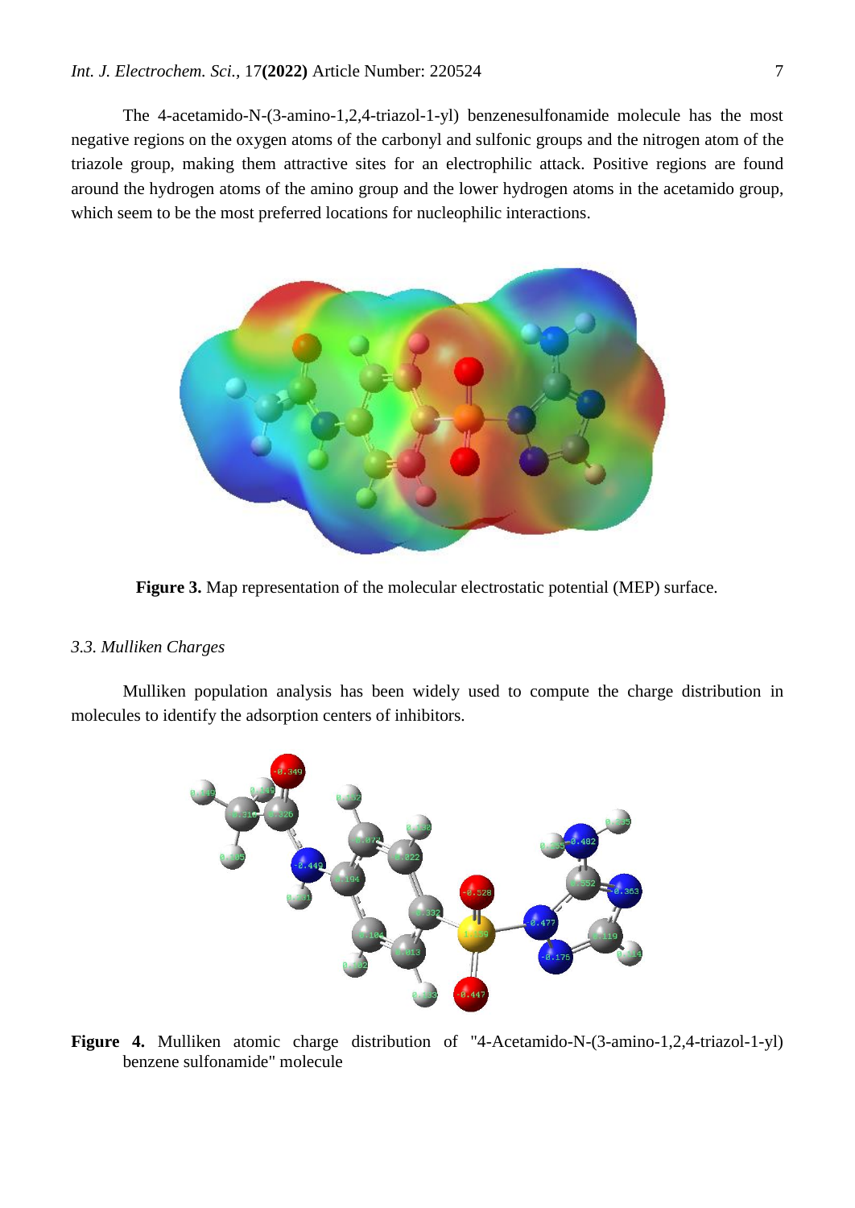The 4-acetamido-N-(3-amino-1,2,4-triazol-1-yl) benzenesulfonamide molecule has the most negative regions on the oxygen atoms of the carbonyl and sulfonic groups and the nitrogen atom of the triazole group, making them attractive sites for an electrophilic attack. Positive regions are found around the hydrogen atoms of the amino group and the lower hydrogen atoms in the acetamido group, which seem to be the most preferred locations for nucleophilic interactions.

**Figure 3.** Map representation of the molecular electrostatic potential (MEP) surface.

### *3.3. Mulliken Charges*

Mulliken population analysis has been widely used to compute the charge distribution in molecules to identify the adsorption centers of inhibitors.

**Figure 4.** Mulliken atomic charge distribution of "4-Acetamido-N-(3-amino-1,2,4-triazol-1-yl) benzene sulfonamide" molecule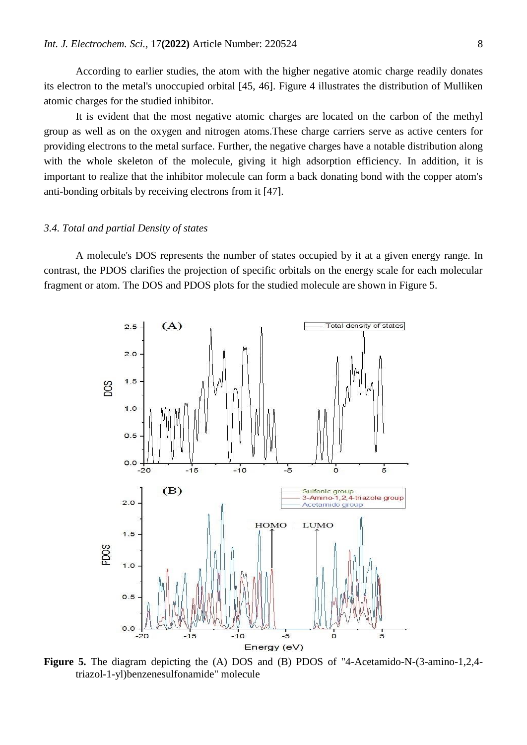According to earlier studies, the atom with the higher negative atomic charge readily donates its electron to the metal's unoccupied orbital [45, 46]. Figure 4 illustrates the distribution of Mulliken atomic charges for the studied inhibitor.

It is evident that the most negative atomic charges are located on the carbon of the methyl group as well as on the oxygen and nitrogen atoms.These charge carriers serve as active centers for providing electrons to the metal surface. Further, the negative charges have a notable distribution along with the whole skeleton of the molecule, giving it high adsorption efficiency. In addition, it is important to realize that the inhibitor molecule can form a back donating bond with the copper atom's anti-bonding orbitals by receiving electrons from it [47].

### *3.4. Total and partial Density of states*

A molecule's DOS represents the number of states occupied by it at a given energy range. In contrast, the PDOS clarifies the projection of specific orbitals on the energy scale for each molecular fragment or atom. The DOS and PDOS plots for the studied molecule are shown in Figure 5.

**Figure 5.** The diagram depicting the (A) DOS and (B) PDOS of "4-Acetamido-N-(3-amino-1,2,4-triazol-1-yl)benzenesulfonamide" molecule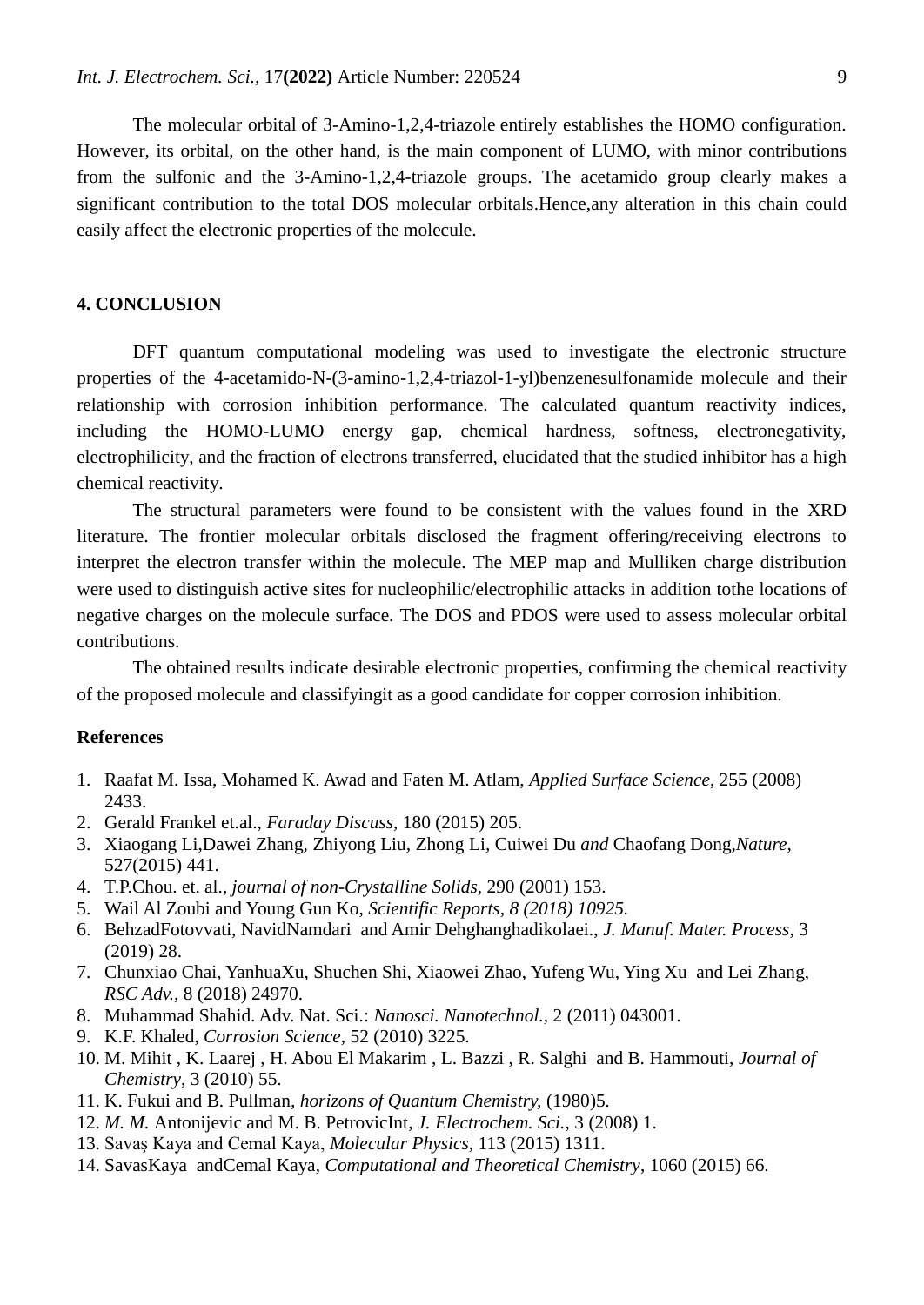The molecular orbital of 3-Amino-1,2,4-triazole entirely establishes the HOMO configuration. However, its orbital, on the other hand, is the main component of LUMO, with minor contributions from the sulfonic and the 3-Amino-1,2,4-triazole groups. The acetamido group clearly makes a significant contribution to the total DOS molecular orbitals.Hence,any alteration in this chain could easily affect the electronic properties of the molecule.

## 4. CONCLUSION

DFT quantum computational modeling was used to investigate the electronic structure properties of the 4-acetamido-N-(3-amino-1,2,4-triazol-1-yl)benzenesulfonamide molecule and their relationship with corrosion inhibition performance. The calculated quantum reactivity indices, including the HOMO-LUMO energy gap, chemical hardness, softness, electronegativity, electrophilicity, and the fraction of electrons transferred, elucidated that the studied inhibitor has a high chemical reactivity.

The structural parameters were found to be consistent with the values found in the XRD literature. The frontier molecular orbitals disclosed the fragment offering/receiving electrons to interpret the electron transfer within the molecule. The MEP map and Mulliken charge distribution were used to distinguish active sites for nucleophilic/electrophilic attacks in addition tothe locations of negative charges on the molecule surface. The DOS and PDOS were used to assess molecular orbital contributions.

The obtained results indicate desirable electronic properties, confirming the chemical reactivity of the proposed molecule and classifyingit as a good candidate for copper corrosion inhibition.

## References

1. Raafat M. Issa, Mohamed K. Awad and Faten M. Atlam, *Applied Surface Science*, 255 (2008) 2433.
2. Gerald Frankel et.al., *Faraday Discuss*, 180 (2015) 205.
3. Xiaogang Li,Dawei Zhang, Zhiyong Liu, Zhong Li, Cuiwei Du *and* Chaofang Dong,*Nature,* 527(2015) 441.
4. T.P.Chou. et. al., *journal of non-Crystalline Solids*, 290 (2001) 153.
5. Wail Al Zoubi and Young Gun Ko, *Scientific Reports, 8 (2018) 10925.*
6. BehzadFotovvati, NavidNamdari and Amir Dehghanghadikolaei., *J. Manuf. Mater. Process*, 3 (2019) 28.
7. Chunxiao Chai, YanhuaXu, Shuchen Shi, Xiaowei Zhao, Yufeng Wu, Ying Xu and Lei Zhang, *RSC Adv.,* 8 (2018) 24970.
8. Muhammad Shahid. Adv. Nat. Sci.: *Nanosci. Nanotechnol.,* 2 (2011) 043001.
9. K.F. Khaled, *Corrosion Science*, 52 (2010) 3225.
10. M. Mihit , K. Laarej , H. Abou El Makarim , L. Bazzi , R. Salghi and B. Hammouti, *Journal of Chemistry*, 3 (2010) 55.
11. K. Fukui and B. Pullman, *horizons of Quantum Chemistry,* (1980)5.
12. *M. M.* Antonijevic and M. B. PetrovicInt, *J. Electrochem. Sci.,* 3 (2008) 1.
13. Savaş Kaya and Cemal Kaya, *Molecular Physics,* 113 (2015) 1311.
14. SavasKaya andCemal Kaya, *Computational and Theoretical Chemistry*, 1060 (2015) 66.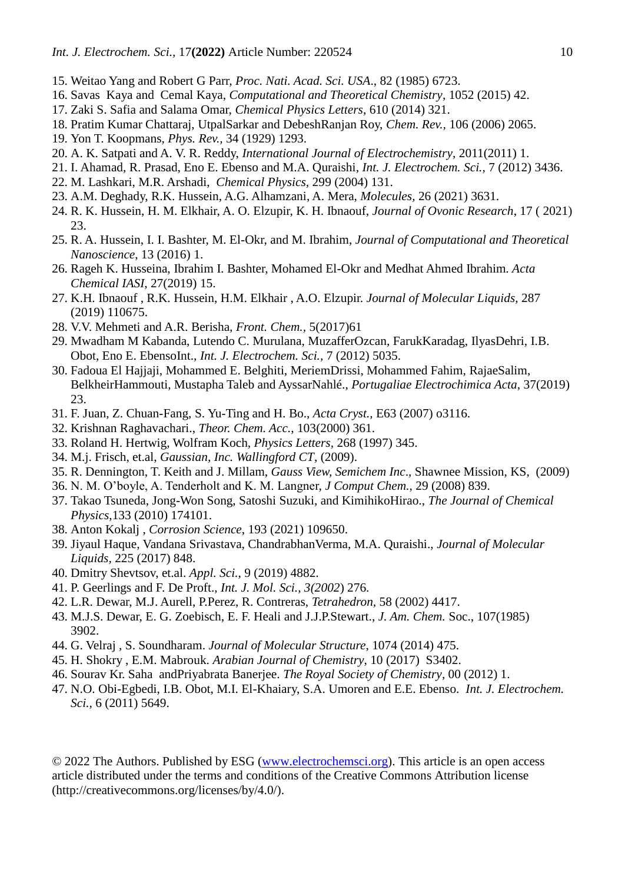15. Weitao Yang and Robert G Parr, *Proc. Nati. Acad. Sci. USA*., 82 (1985) 6723.
16. Savas Kaya and Cemal Kaya, *Computational and Theoretical Chemistry*, 1052 (2015) 42.
17. Zaki S. Safia and Salama Omar, *Chemical Physics Letters*, 610 (2014) 321.
18. Pratim Kumar Chattaraj, UtpalSarkar and DebeshRanjan Roy, *Chem. Rev.*, 106 (2006) 2065.
19. Yon T. Koopmans, *Phys. Rev.*, 34 (1929) 1293.
20. A. K. Satpati and A. V. R. Reddy, *International Journal of Electrochemistry*, 2011(2011) 1.
21. I. Ahamad, R. Prasad, Eno E. Ebenso and M.A. Quraishi, *Int. J. Electrochem. Sci.*, 7 (2012) 3436.
22. M. Lashkari, M.R. Arshadi, *Chemical Physics*, 299 (2004) 131.
23. A.M. Deghady, R.K. Hussein, A.G. Alhamzani, A. Mera, *Molecules*, 26 (2021) 3631.
24. R. K. Hussein, H. M. Elkhair, A. O. Elzupir, K. H. Ibnaouf, *Journal of Ovonic Research*, 17 ( 2021) 23.
25. R. A. Hussein, I. I. Bashter, M. El-Okr, and M. Ibrahim, *Journal of Computational and Theoretical Nanoscience*, 13 (2016) 1.
26. Rageh K. Husseina, Ibrahim I. Bashter, Mohamed El-Okr and Medhat Ahmed Ibrahim. *Acta Chemical IASI*, 27(2019) 15.
27. K.H. Ibnaouf , R.K. Hussein, H.M. Elkhair , A.O. Elzupir. *Journal of Molecular Liquids*, 287 (2019) 110675.
28. V.V. Mehmeti and A.R. Berisha, *Front. Chem.*, 5(2017)61
29. Mwadham M Kabanda, Lutendo C. Murulana, MuzafferOzcan, FarukKaradag, IlyasDehri, I.B. Obot, Eno E. EbensoInt., *Int. J. Electrochem. Sci.*, 7 (2012) 5035.
30. Fadoua El Hajjaji, Mohammed E. Belghiti, MeriemDrissi, Mohammed Fahim, RajaeSalim, BelkheirHammouti, Mustapha Taleb and AyssarNahlé., *Portugaliae Electrochimica Acta*, 37(2019) 23.
31. F. Juan, Z. Chuan-Fang, S. Yu-Ting and H. Bo., *Acta Cryst.*, E63 (2007) o3116.
32. Krishnan Raghavachari., *Theor. Chem. Acc.*, 103(2000) 361.
33. Roland H. Hertwig, Wolfram Koch, *Physics Letters*, 268 (1997) 345.
34. M.j. Frisch, et.al, *Gaussian, Inc. Wallingford CT*, (2009).
35. R. Dennington, T. Keith and J. Millam, *Gauss View, Semichem Inc*., Shawnee Mission, KS, (2009)
36. N. M. O'boyle, A. Tenderholt and K. M. Langner, *J Comput Chem.*, 29 (2008) 839.
37. Takao Tsuneda, Jong-Won Song, Satoshi Suzuki, and KimihikoHirao., *The Journal of Chemical Physics*,133 (2010) 174101.
38. Anton Kokalj , *Corrosion Science*, 193 (2021) 109650.
39. Jiyaul Haque, Vandana Srivastava, ChandrabhanVerma, M.A. Quraishi., *Journal of Molecular Liquids*, 225 (2017) 848.
40. Dmitry Shevtsov, et.al. *Appl. Sci.*, 9 (2019) 4882.
41. P. Geerlings and F. De Proft., *Int. J. Mol. Sci.*, *3(2002*) 276.
42. L.R. Dewar, M.J. Aurell, P.Perez, R. Contreras, *Tetrahedron*, 58 (2002) 4417.
43. M.J.S. Dewar, E. G. Zoebisch, E. F. Heali and J.J.P.Stewart., *J. Am. Chem.* Soc., 107(1985) 3902.
44. G. Velraj , S. Soundharam. *Journal of Molecular Structure*, 1074 (2014) 475.
45. H. Shokry , E.M. Mabrouk. *Arabian Journal of Chemistry*, 10 (2017) S3402.
46. Sourav Kr. Saha andPriyabrata Banerjee. *The Royal Society of Chemistry*, 00 (2012) 1.
47. N.O. Obi-Egbedi, I.B. Obot, M.I. El-Khaiary, S.A. Umoren and E.E. Ebenso. *Int. J. Electrochem. Sci.*, 6 (2011) 5649.

© 2022 The Authors. Published by ESG (www.electrochemsci.org). This article is an open access article distributed under the terms and conditions of the Creative Commons Attribution license (http://creativecommons.org/licenses/by/4.0/).